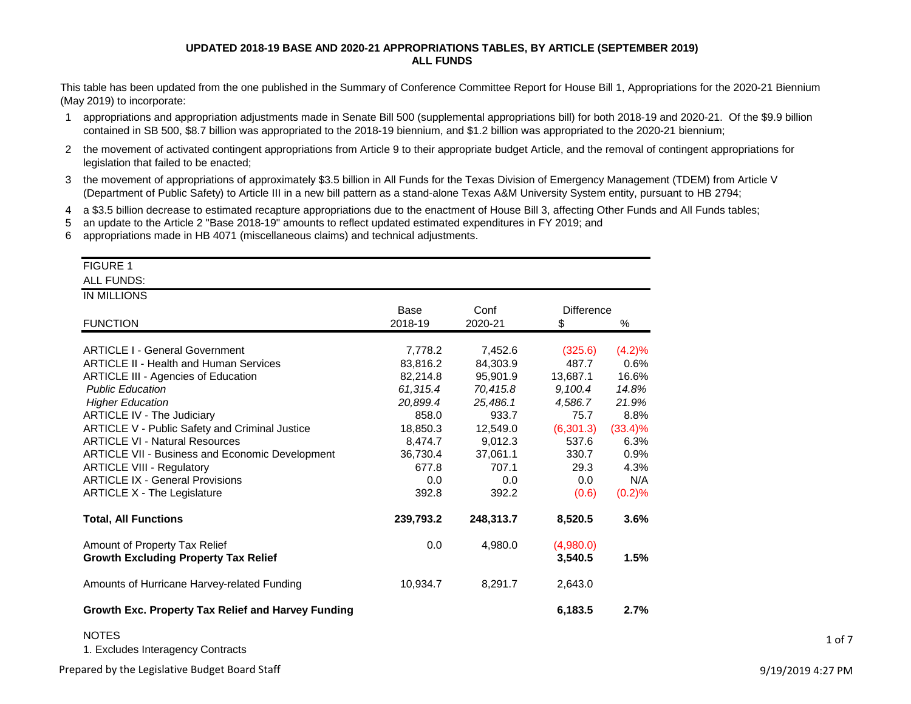**UPDATED 2018-19 BASE AND 2020-21 APPROPRIATIONS TABLES, BY ARTICLE (SEPTEMBER 2019)**
**ALL FUNDS**

This table has been updated from the one published in the Summary of Conference Committee Report for House Bill 1, Appropriations for the 2020-21 Biennium (May 2019) to incorporate:

1. appropriations and appropriation adjustments made in Senate Bill 500 (supplemental appropriations bill) for both 2018-19 and 2020-21. Of the $9.9 billion contained in SB 500, $8.7 billion was appropriated to the 2018-19 biennium, and $1.2 billion was appropriated to the 2020-21 biennium;
2. the movement of activated contingent appropriations from Article 9 to their appropriate budget Article, and the removal of contingent appropriations for legislation that failed to be enacted;
3. the movement of appropriations of approximately $3.5 billion in All Funds for the Texas Division of Emergency Management (TDEM) from Article V (Department of Public Safety) to Article III in a new bill pattern as a stand-alone Texas A&M University System entity, pursuant to HB 2794;
4. a $3.5 billion decrease to estimated recapture appropriations due to the enactment of House Bill 3, affecting Other Funds and All Funds tables;
5. an update to the Article 2 "Base 2018-19" amounts to reflect updated estimated expenditures in FY 2019; and
6. appropriations made in HB 4071 (miscellaneous claims) and technical adjustments.

FIGURE 1
ALL FUNDS:
IN MILLIONS

| FUNCTION | Base 2018-19 | Conf 2020-21 | Difference $ | Difference % |
|---|---|---|---|---|
| ARTICLE I - General Government | 7,778.2 | 7,452.6 | (325.6) | (4.2)% |
| ARTICLE II - Health and Human Services | 83,816.2 | 84,303.9 | 487.7 | 0.6% |
| ARTICLE III - Agencies of Education | 82,214.8 | 95,901.9 | 13,687.1 | 16.6% |
| *Public Education* | *61,315.4* | *70,415.8* | *9,100.4* | *14.8%* |
| *Higher Education* | *20,899.4* | *25,486.1* | *4,586.7* | *21.9%* |
| ARTICLE IV - The Judiciary | 858.0 | 933.7 | 75.7 | 8.8% |
| ARTICLE V - Public Safety and Criminal Justice | 18,850.3 | 12,549.0 | (6,301.3) | (33.4)% |
| ARTICLE VI - Natural Resources | 8,474.7 | 9,012.3 | 537.6 | 6.3% |
| ARTICLE VII - Business and Economic Development | 36,730.4 | 37,061.1 | 330.7 | 0.9% |
| ARTICLE VIII - Regulatory | 677.8 | 707.1 | 29.3 | 4.3% |
| ARTICLE IX - General Provisions | 0.0 | 0.0 | 0.0 | N/A |
| ARTICLE X - The Legislature | 392.8 | 392.2 | (0.6) | (0.2)% |
| **Total, All Functions** | **239,793.2** | **248,313.7** | **8,520.5** | **3.6%** |
| Amount of Property Tax Relief | 0.0 | 4,980.0 | (4,980.0) | |
| **Growth Excluding Property Tax Relief** | | | **3,540.5** | **1.5%** |
| Amounts of Hurricane Harvey-related Funding | 10,934.7 | 8,291.7 | 2,643.0 | |
| **Growth Exc. Property Tax Relief and Harvey Funding** | | | **6,183.5** | **2.7%** |

NOTES
1. Excludes Interagency Contracts

Prepared by the Legislative Budget Board Staff

9/19/2019 4:27 PM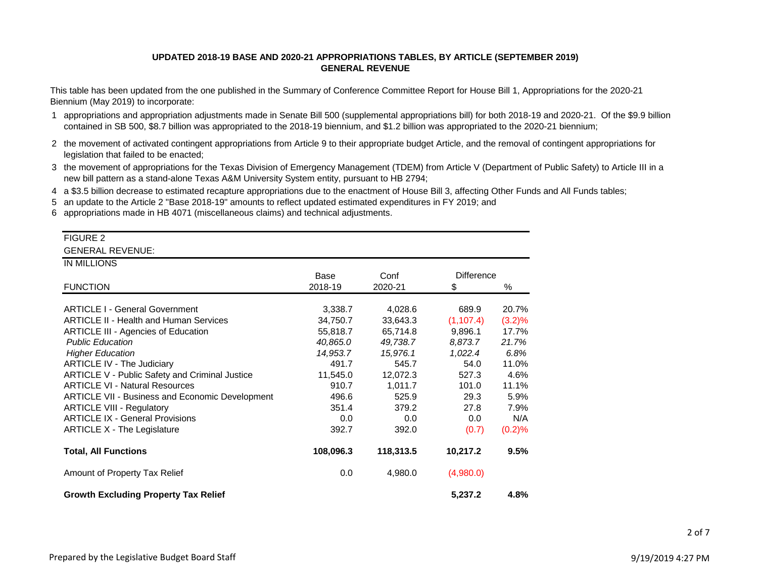**UPDATED 2018-19 BASE AND 2020-21 APPROPRIATIONS TABLES, BY ARTICLE (SEPTEMBER 2019)**
**GENERAL REVENUE**

This table has been updated from the one published in the Summary of Conference Committee Report for House Bill 1, Appropriations for the 2020-21 Biennium (May 2019) to incorporate:

1. appropriations and appropriation adjustments made in Senate Bill 500 (supplemental appropriations bill) for both 2018-19 and 2020-21. Of the $9.9 billion contained in SB 500, $8.7 billion was appropriated to the 2018-19 biennium, and $1.2 billion was appropriated to the 2020-21 biennium;
2. the movement of activated contingent appropriations from Article 9 to their appropriate budget Article, and the removal of contingent appropriations for legislation that failed to be enacted;
3. the movement of appropriations for the Texas Division of Emergency Management (TDEM) from Article V (Department of Public Safety) to Article III in a new bill pattern as a stand-alone Texas A&M University System entity, pursuant to HB 2794;
4. a $3.5 billion decrease to estimated recapture appropriations due to the enactment of House Bill 3, affecting Other Funds and All Funds tables;
5. an update to the Article 2 "Base 2018-19" amounts to reflect updated estimated expenditures in FY 2019; and
6. appropriations made in HB 4071 (miscellaneous claims) and technical adjustments.

FIGURE 2
GENERAL REVENUE:
IN MILLIONS

| FUNCTION | Base 2018-19 | Conf 2020-21 | Difference $ | Difference % |
|---|---|---|---|---|
| ARTICLE I - General Government | 3,338.7 | 4,028.6 | 689.9 | 20.7% |
| ARTICLE II - Health and Human Services | 34,750.7 | 33,643.3 | (1,107.4) | (3.2)% |
| ARTICLE III - Agencies of Education | 55,818.7 | 65,714.8 | 9,896.1 | 17.7% |
| *Public Education* | *40,865.0* | *49,738.7* | *8,873.7* | *21.7%* |
| *Higher Education* | *14,953.7* | *15,976.1* | *1,022.4* | *6.8%* |
| ARTICLE IV - The Judiciary | 491.7 | 545.7 | 54.0 | 11.0% |
| ARTICLE V - Public Safety and Criminal Justice | 11,545.0 | 12,072.3 | 527.3 | 4.6% |
| ARTICLE VI - Natural Resources | 910.7 | 1,011.7 | 101.0 | 11.1% |
| ARTICLE VII - Business and Economic Development | 496.6 | 525.9 | 29.3 | 5.9% |
| ARTICLE VIII - Regulatory | 351.4 | 379.2 | 27.8 | 7.9% |
| ARTICLE IX - General Provisions | 0.0 | 0.0 | 0.0 | N/A |
| ARTICLE X - The Legislature | 392.7 | 392.0 | (0.7) | (0.2)% |
| **Total, All Functions** | **108,096.3** | **118,313.5** | **10,217.2** | **9.5%** |
| Amount of Property Tax Relief | 0.0 | 4,980.0 | (4,980.0) | |
| **Growth Excluding Property Tax Relief** | | | **5,237.2** | **4.8%** |

Prepared by the Legislative Budget Board Staff

9/19/2019 4:27 PM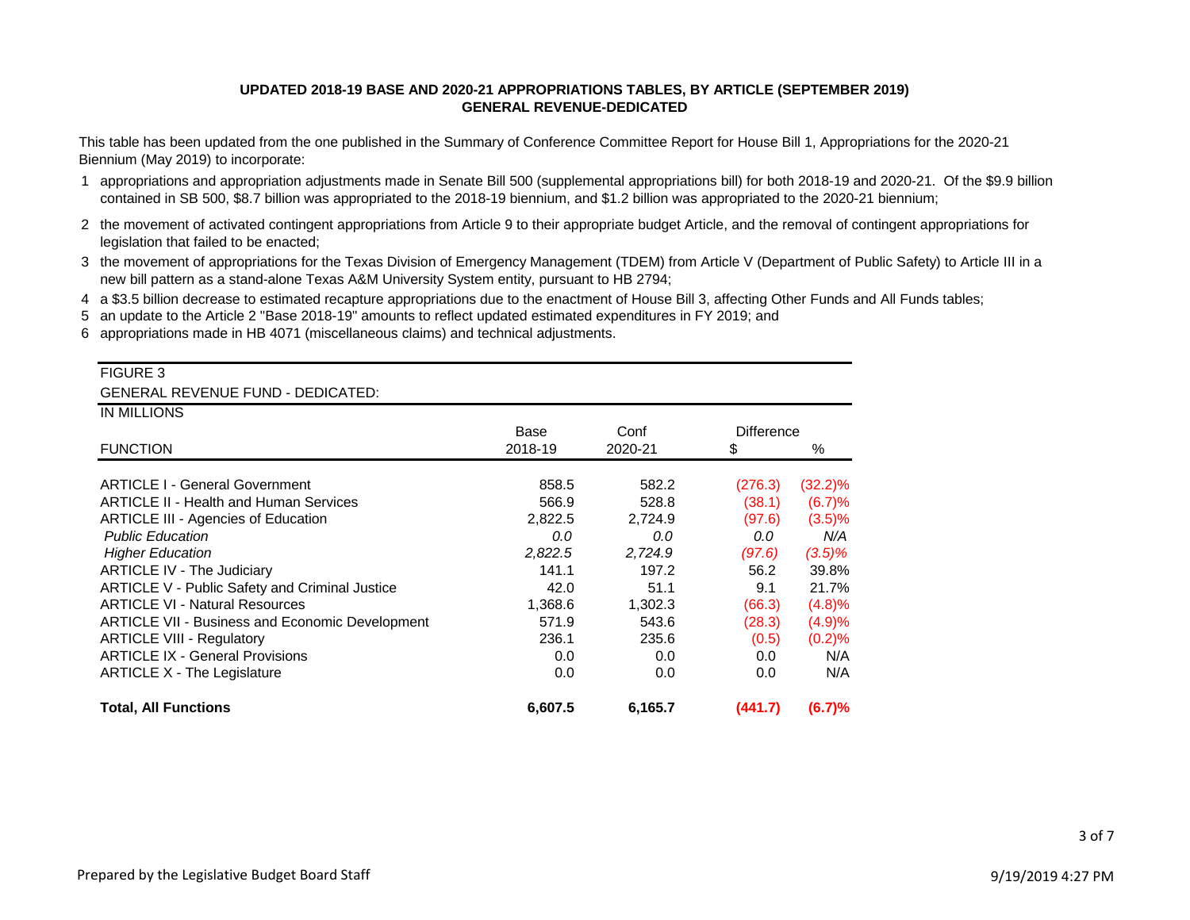**UPDATED 2018-19 BASE AND 2020-21 APPROPRIATIONS TABLES, BY ARTICLE (SEPTEMBER 2019)**
**GENERAL REVENUE-DEDICATED**

This table has been updated from the one published in the Summary of Conference Committee Report for House Bill 1, Appropriations for the 2020-21 Biennium (May 2019) to incorporate:

1. appropriations and appropriation adjustments made in Senate Bill 500 (supplemental appropriations bill) for both 2018-19 and 2020-21. Of the $9.9 billion contained in SB 500, $8.7 billion was appropriated to the 2018-19 biennium, and $1.2 billion was appropriated to the 2020-21 biennium;
2. the movement of activated contingent appropriations from Article 9 to their appropriate budget Article, and the removal of contingent appropriations for legislation that failed to be enacted;
3. the movement of appropriations for the Texas Division of Emergency Management (TDEM) from Article V (Department of Public Safety) to Article III in a new bill pattern as a stand-alone Texas A&M University System entity, pursuant to HB 2794;
4. a $3.5 billion decrease to estimated recapture appropriations due to the enactment of House Bill 3, affecting Other Funds and All Funds tables;
5. an update to the Article 2 "Base 2018-19" amounts to reflect updated estimated expenditures in FY 2019; and
6. appropriations made in HB 4071 (miscellaneous claims) and technical adjustments.

FIGURE 3
GENERAL REVENUE FUND - DEDICATED:
IN MILLIONS

| FUNCTION | Base 2018-19 | Conf 2020-21 | Difference $ | Difference % |
|---|---|---|---|---|
| ARTICLE I - General Government | 858.5 | 582.2 | (276.3) | (32.2)% |
| ARTICLE II - Health and Human Services | 566.9 | 528.8 | (38.1) | (6.7)% |
| ARTICLE III - Agencies of Education | 2,822.5 | 2,724.9 | (97.6) | (3.5)% |
| *Public Education* | *0.0* | *0.0* | *0.0* | *N/A* |
| *Higher Education* | *2,822.5* | *2,724.9* | *(97.6)* | *(3.5)%* |
| ARTICLE IV - The Judiciary | 141.1 | 197.2 | 56.2 | 39.8% |
| ARTICLE V - Public Safety and Criminal Justice | 42.0 | 51.1 | 9.1 | 21.7% |
| ARTICLE VI - Natural Resources | 1,368.6 | 1,302.3 | (66.3) | (4.8)% |
| ARTICLE VII - Business and Economic Development | 571.9 | 543.6 | (28.3) | (4.9)% |
| ARTICLE VIII - Regulatory | 236.1 | 235.6 | (0.5) | (0.2)% |
| ARTICLE IX - General Provisions | 0.0 | 0.0 | 0.0 | N/A |
| ARTICLE X - The Legislature | 0.0 | 0.0 | 0.0 | N/A |
| **Total, All Functions** | **6,607.5** | **6,165.7** | **(441.7)** | **(6.7)%** |

Prepared by the Legislative Budget Board Staff

9/19/2019 4:27 PM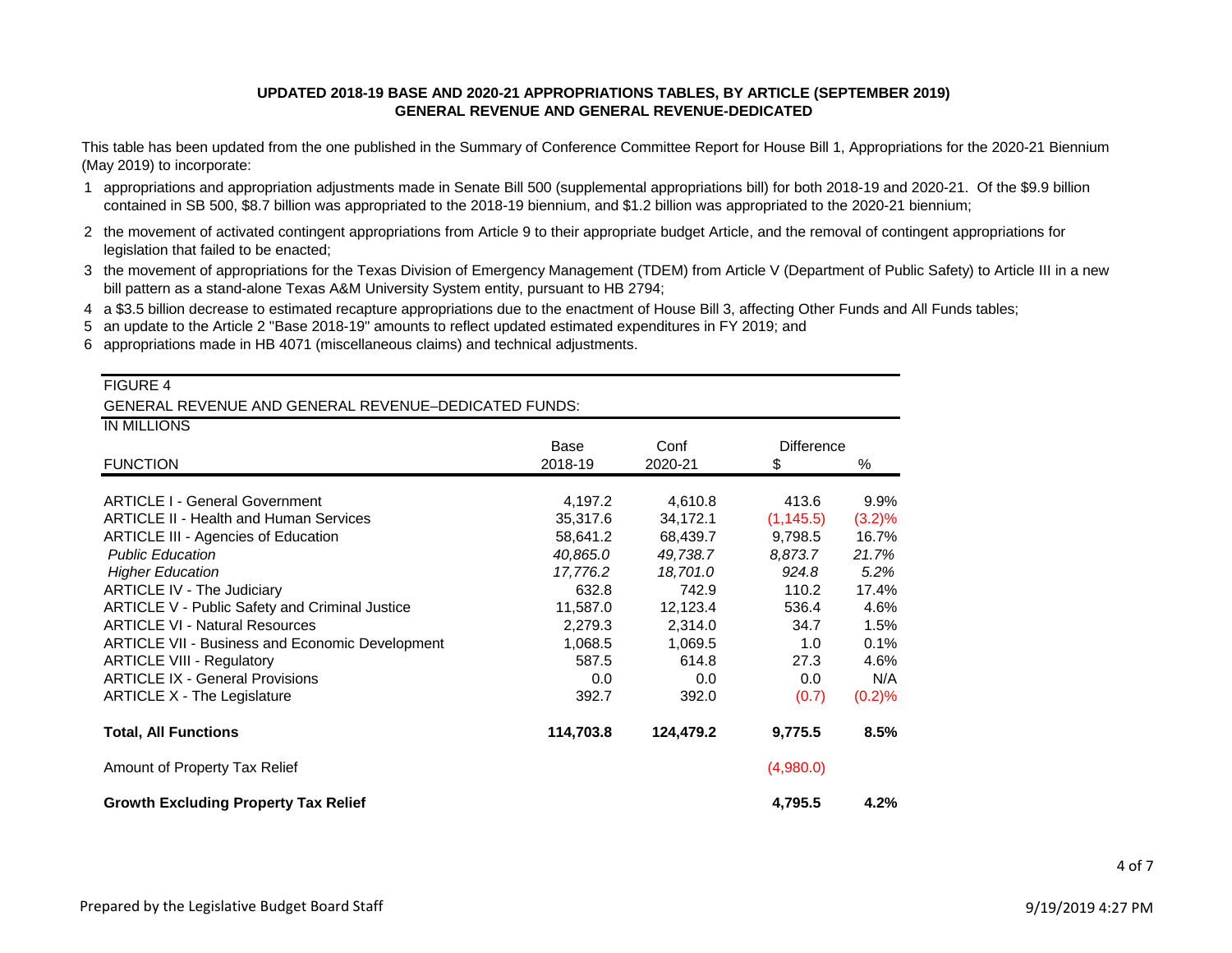**UPDATED 2018-19 BASE AND 2020-21 APPROPRIATIONS TABLES, BY ARTICLE (SEPTEMBER 2019)**
**GENERAL REVENUE AND GENERAL REVENUE-DEDICATED**

This table has been updated from the one published in the Summary of Conference Committee Report for House Bill 1, Appropriations for the 2020-21 Biennium (May 2019) to incorporate:

1. appropriations and appropriation adjustments made in Senate Bill 500 (supplemental appropriations bill) for both 2018-19 and 2020-21. Of the $9.9 billion contained in SB 500, $8.7 billion was appropriated to the 2018-19 biennium, and $1.2 billion was appropriated to the 2020-21 biennium;
2. the movement of activated contingent appropriations from Article 9 to their appropriate budget Article, and the removal of contingent appropriations for legislation that failed to be enacted;
3. the movement of appropriations for the Texas Division of Emergency Management (TDEM) from Article V (Department of Public Safety) to Article III in a new bill pattern as a stand-alone Texas A&M University System entity, pursuant to HB 2794;
4. a $3.5 billion decrease to estimated recapture appropriations due to the enactment of House Bill 3, affecting Other Funds and All Funds tables;
5. an update to the Article 2 "Base 2018-19" amounts to reflect updated estimated expenditures in FY 2019; and
6. appropriations made in HB 4071 (miscellaneous claims) and technical adjustments.

FIGURE 4
GENERAL REVENUE AND GENERAL REVENUE–DEDICATED FUNDS:
IN MILLIONS

| FUNCTION | Base 2018-19 | Conf 2020-21 | Difference $ | Difference % |
|---|---|---|---|---|
| ARTICLE I - General Government | 4,197.2 | 4,610.8 | 413.6 | 9.9% |
| ARTICLE II - Health and Human Services | 35,317.6 | 34,172.1 | (1,145.5) | (3.2)% |
| ARTICLE III - Agencies of Education | 58,641.2 | 68,439.7 | 9,798.5 | 16.7% |
| *Public Education* | *40,865.0* | *49,738.7* | *8,873.7* | *21.7%* |
| *Higher Education* | *17,776.2* | *18,701.0* | *924.8* | *5.2%* |
| ARTICLE IV - The Judiciary | 632.8 | 742.9 | 110.2 | 17.4% |
| ARTICLE V - Public Safety and Criminal Justice | 11,587.0 | 12,123.4 | 536.4 | 4.6% |
| ARTICLE VI - Natural Resources | 2,279.3 | 2,314.0 | 34.7 | 1.5% |
| ARTICLE VII - Business and Economic Development | 1,068.5 | 1,069.5 | 1.0 | 0.1% |
| ARTICLE VIII - Regulatory | 587.5 | 614.8 | 27.3 | 4.6% |
| ARTICLE IX - General Provisions | 0.0 | 0.0 | 0.0 | N/A |
| ARTICLE X - The Legislature | 392.7 | 392.0 | (0.7) | (0.2)% |
| **Total, All Functions** | **114,703.8** | **124,479.2** | **9,775.5** | **8.5%** |
| Amount of Property Tax Relief | | | (4,980.0) | |
| **Growth Excluding Property Tax Relief** | | | **4,795.5** | **4.2%** |

Prepared by the Legislative Budget Board Staff

9/19/2019 4:27 PM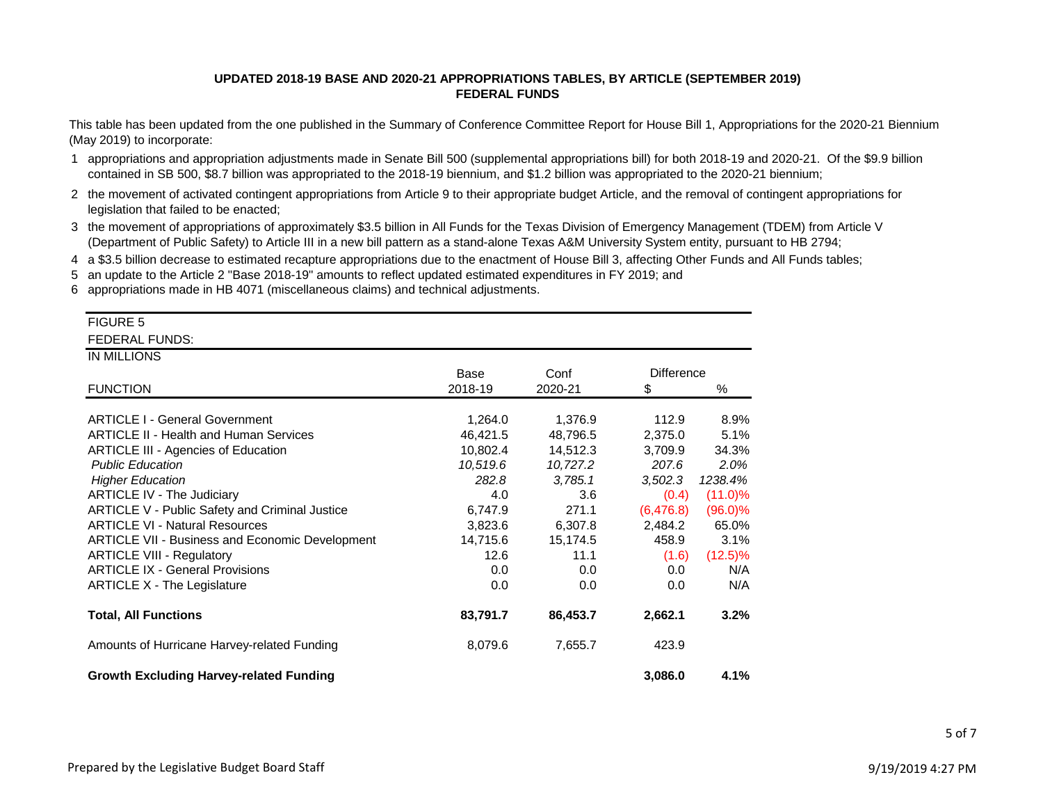### UPDATED 2018-19 BASE AND 2020-21 APPROPRIATIONS TABLES, BY ARTICLE (SEPTEMBER 2019)
### FEDERAL FUNDS

This table has been updated from the one published in the Summary of Conference Committee Report for House Bill 1, Appropriations for the 2020-21 Biennium (May 2019) to incorporate:

1. appropriations and appropriation adjustments made in Senate Bill 500 (supplemental appropriations bill) for both 2018-19 and 2020-21. Of the $9.9 billion contained in SB 500, $8.7 billion was appropriated to the 2018-19 biennium, and $1.2 billion was appropriated to the 2020-21 biennium;
2. the movement of activated contingent appropriations from Article 9 to their appropriate budget Article, and the removal of contingent appropriations for legislation that failed to be enacted;
3. the movement of appropriations of approximately $3.5 billion in All Funds for the Texas Division of Emergency Management (TDEM) from Article V (Department of Public Safety) to Article III in a new bill pattern as a stand-alone Texas A&M University System entity, pursuant to HB 2794;
4. a $3.5 billion decrease to estimated recapture appropriations due to the enactment of House Bill 3, affecting Other Funds and All Funds tables;
5. an update to the Article 2 "Base 2018-19" amounts to reflect updated estimated expenditures in FY 2019; and
6. appropriations made in HB 4071 (miscellaneous claims) and technical adjustments.

FIGURE 5
FEDERAL FUNDS:
IN MILLIONS

| | Base | Conf | Difference | |
|---|---|---|---|---|
| FUNCTION | 2018-19 | 2020-21 | $ | % |
| ARTICLE I - General Government | 1,264.0 | 1,376.9 | 112.9 | 8.9% |
| ARTICLE II - Health and Human Services | 46,421.5 | 48,796.5 | 2,375.0 | 5.1% |
| ARTICLE III - Agencies of Education | 10,802.4 | 14,512.3 | 3,709.9 | 34.3% |
| *Public Education* | *10,519.6* | *10,727.2* | *207.6* | *2.0%* |
| *Higher Education* | *282.8* | *3,785.1* | *3,502.3* | *1238.4%* |
| ARTICLE IV - The Judiciary | 4.0 | 3.6 | (0.4) | (11.0)% |
| ARTICLE V - Public Safety and Criminal Justice | 6,747.9 | 271.1 | (6,476.8) | (96.0)% |
| ARTICLE VI - Natural Resources | 3,823.6 | 6,307.8 | 2,484.2 | 65.0% |
| ARTICLE VII - Business and Economic Development | 14,715.6 | 15,174.5 | 458.9 | 3.1% |
| ARTICLE VIII - Regulatory | 12.6 | 11.1 | (1.6) | (12.5)% |
| ARTICLE IX - General Provisions | 0.0 | 0.0 | 0.0 | N/A |
| ARTICLE X - The Legislature | 0.0 | 0.0 | 0.0 | N/A |
| **Total, All Functions** | **83,791.7** | **86,453.7** | **2,662.1** | **3.2%** |
| Amounts of Hurricane Harvey-related Funding | 8,079.6 | 7,655.7 | 423.9 | |
| **Growth Excluding Harvey-related Funding** | | | **3,086.0** | **4.1%** |

Prepared by the Legislative Budget Board Staff

9/19/2019 4:27 PM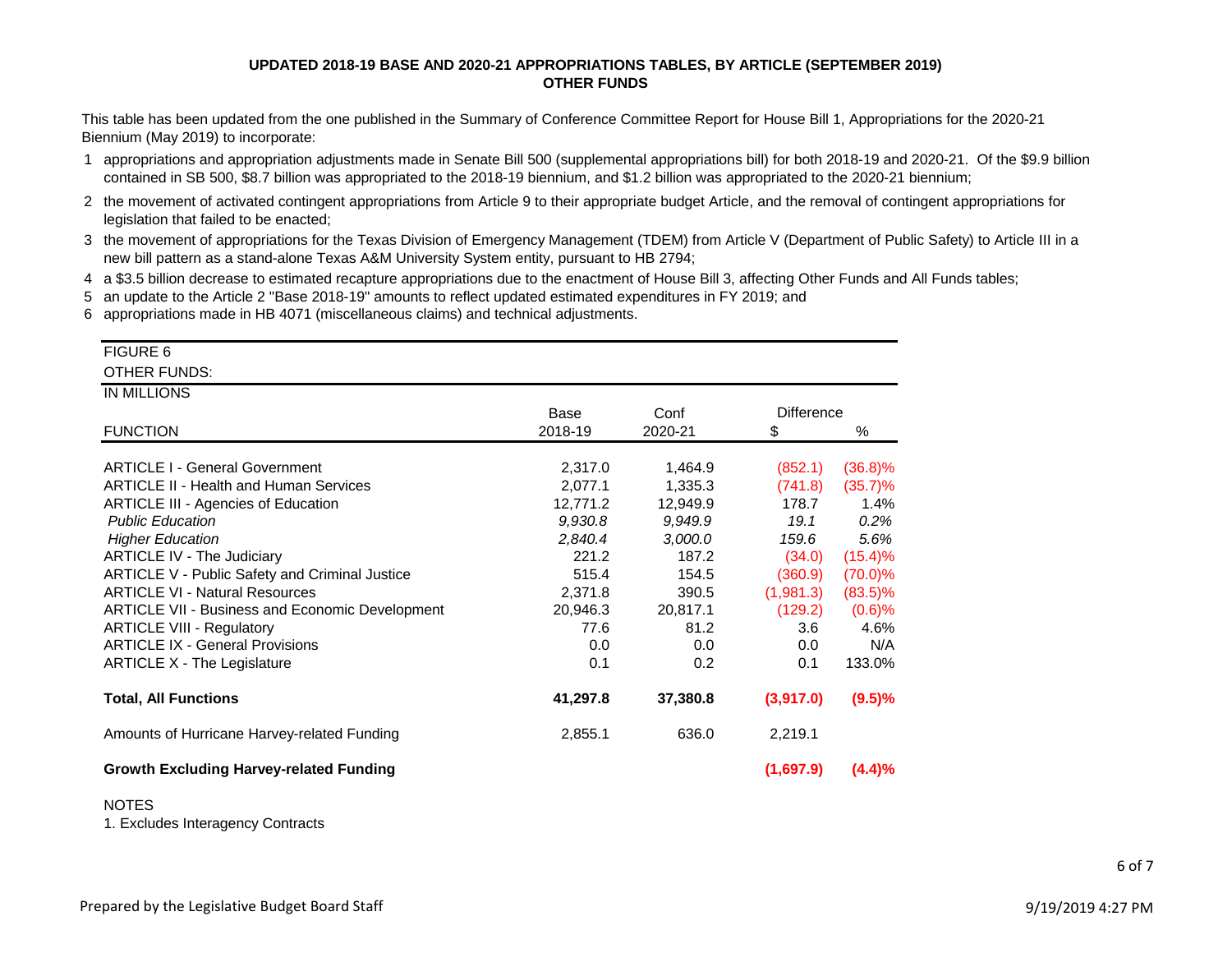**UPDATED 2018-19 BASE AND 2020-21 APPROPRIATIONS TABLES, BY ARTICLE (SEPTEMBER 2019)**
**OTHER FUNDS**

This table has been updated from the one published in the Summary of Conference Committee Report for House Bill 1, Appropriations for the 2020-21 Biennium (May 2019) to incorporate:

1. appropriations and appropriation adjustments made in Senate Bill 500 (supplemental appropriations bill) for both 2018-19 and 2020-21. Of the $9.9 billion contained in SB 500, $8.7 billion was appropriated to the 2018-19 biennium, and $1.2 billion was appropriated to the 2020-21 biennium;
2. the movement of activated contingent appropriations from Article 9 to their appropriate budget Article, and the removal of contingent appropriations for legislation that failed to be enacted;
3. the movement of appropriations for the Texas Division of Emergency Management (TDEM) from Article V (Department of Public Safety) to Article III in a new bill pattern as a stand-alone Texas A&M University System entity, pursuant to HB 2794;
4. a $3.5 billion decrease to estimated recapture appropriations due to the enactment of House Bill 3, affecting Other Funds and All Funds tables;
5. an update to the Article 2 "Base 2018-19" amounts to reflect updated estimated expenditures in FY 2019; and
6. appropriations made in HB 4071 (miscellaneous claims) and technical adjustments.

FIGURE 6
OTHER FUNDS:
IN MILLIONS

| FUNCTION | Base 2018-19 | Conf 2020-21 | Difference $ | Difference % |
|---|---|---|---|---|
| ARTICLE I - General Government | 2,317.0 | 1,464.9 | (852.1) | (36.8)% |
| ARTICLE II - Health and Human Services | 2,077.1 | 1,335.3 | (741.8) | (35.7)% |
| ARTICLE III - Agencies of Education | 12,771.2 | 12,949.9 | 178.7 | 1.4% |
| *Public Education* | *9,930.8* | *9,949.9* | *19.1* | *0.2%* |
| *Higher Education* | *2,840.4* | *3,000.0* | *159.6* | *5.6%* |
| ARTICLE IV - The Judiciary | 221.2 | 187.2 | (34.0) | (15.4)% |
| ARTICLE V - Public Safety and Criminal Justice | 515.4 | 154.5 | (360.9) | (70.0)% |
| ARTICLE VI - Natural Resources | 2,371.8 | 390.5 | (1,981.3) | (83.5)% |
| ARTICLE VII - Business and Economic Development | 20,946.3 | 20,817.1 | (129.2) | (0.6)% |
| ARTICLE VIII - Regulatory | 77.6 | 81.2 | 3.6 | 4.6% |
| ARTICLE IX - General Provisions | 0.0 | 0.0 | 0.0 | N/A |
| ARTICLE X - The Legislature | 0.1 | 0.2 | 0.1 | 133.0% |
| **Total, All Functions** | **41,297.8** | **37,380.8** | **(3,917.0)** | **(9.5)%** |
| Amounts of Hurricane Harvey-related Funding | 2,855.1 | 636.0 | 2,219.1 | |
| **Growth Excluding Harvey-related Funding** | | | **(1,697.9)** | **(4.4)%** |

NOTES
1. Excludes Interagency Contracts

Prepared by the Legislative Budget Board Staff

9/19/2019 4:27 PM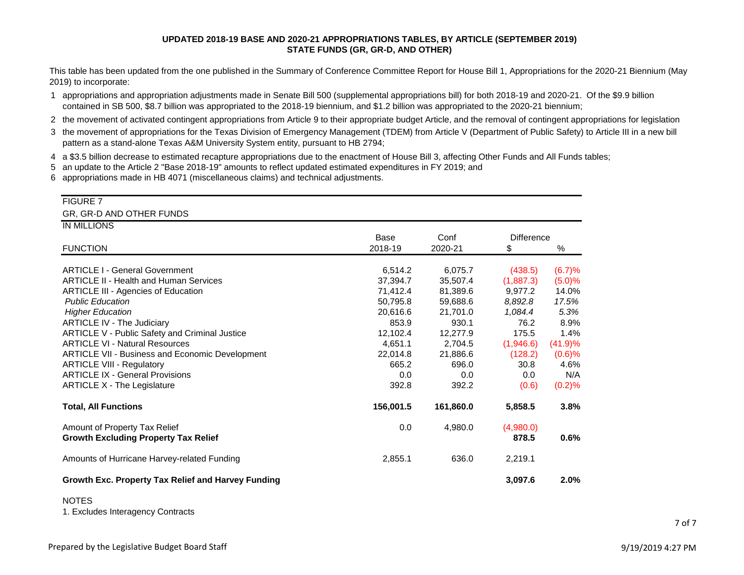**UPDATED 2018-19 BASE AND 2020-21 APPROPRIATIONS TABLES, BY ARTICLE (SEPTEMBER 2019)**
**STATE FUNDS (GR, GR-D, AND OTHER)**

This table has been updated from the one published in the Summary of Conference Committee Report for House Bill 1, Appropriations for the 2020-21 Biennium (May 2019) to incorporate:

1. appropriations and appropriation adjustments made in Senate Bill 500 (supplemental appropriations bill) for both 2018-19 and 2020-21. Of the $9.9 billion contained in SB 500, $8.7 billion was appropriated to the 2018-19 biennium, and $1.2 billion was appropriated to the 2020-21 biennium;
2. the movement of activated contingent appropriations from Article 9 to their appropriate budget Article, and the removal of contingent appropriations for legislation
3. the movement of appropriations for the Texas Division of Emergency Management (TDEM) from Article V (Department of Public Safety) to Article III in a new bill pattern as a stand-alone Texas A&M University System entity, pursuant to HB 2794;
4. a $3.5 billion decrease to estimated recapture appropriations due to the enactment of House Bill 3, affecting Other Funds and All Funds tables;
5. an update to the Article 2 "Base 2018-19" amounts to reflect updated estimated expenditures in FY 2019; and
6. appropriations made in HB 4071 (miscellaneous claims) and technical adjustments.

FIGURE 7
GR, GR-D AND OTHER FUNDS
IN MILLIONS

| FUNCTION | Base 2018-19 | Conf 2020-21 | Difference $ | Difference % |
|---|---|---|---|---|
| ARTICLE I - General Government | 6,514.2 | 6,075.7 | (438.5) | (6.7)% |
| ARTICLE II - Health and Human Services | 37,394.7 | 35,507.4 | (1,887.3) | (5.0)% |
| ARTICLE III - Agencies of Education | 71,412.4 | 81,389.6 | 9,977.2 | 14.0% |
| *Public Education* | 50,795.8 | 59,688.6 | *8,892.8* | *17.5%* |
| *Higher Education* | 20,616.6 | 21,701.0 | *1,084.4* | *5.3%* |
| ARTICLE IV - The Judiciary | 853.9 | 930.1 | 76.2 | 8.9% |
| ARTICLE V - Public Safety and Criminal Justice | 12,102.4 | 12,277.9 | 175.5 | 1.4% |
| ARTICLE VI - Natural Resources | 4,651.1 | 2,704.5 | (1,946.6) | (41.9)% |
| ARTICLE VII - Business and Economic Development | 22,014.8 | 21,886.6 | (128.2) | (0.6)% |
| ARTICLE VIII - Regulatory | 665.2 | 696.0 | 30.8 | 4.6% |
| ARTICLE IX - General Provisions | 0.0 | 0.0 | 0.0 | N/A |
| ARTICLE X - The Legislature | 392.8 | 392.2 | (0.6) | (0.2)% |
| **Total, All Functions** | **156,001.5** | **161,860.0** | **5,858.5** | **3.8%** |
| Amount of Property Tax Relief | 0.0 | 4,980.0 | (4,980.0) | |
| **Growth Excluding Property Tax Relief** | | | **878.5** | **0.6%** |
| Amounts of Hurricane Harvey-related Funding | 2,855.1 | 636.0 | 2,219.1 | |
| **Growth Exc. Property Tax Relief and Harvey Funding** | | | **3,097.6** | **2.0%** |

NOTES
1. Excludes Interagency Contracts

Prepared by the Legislative Budget Board Staff

9/19/2019 4:27 PM